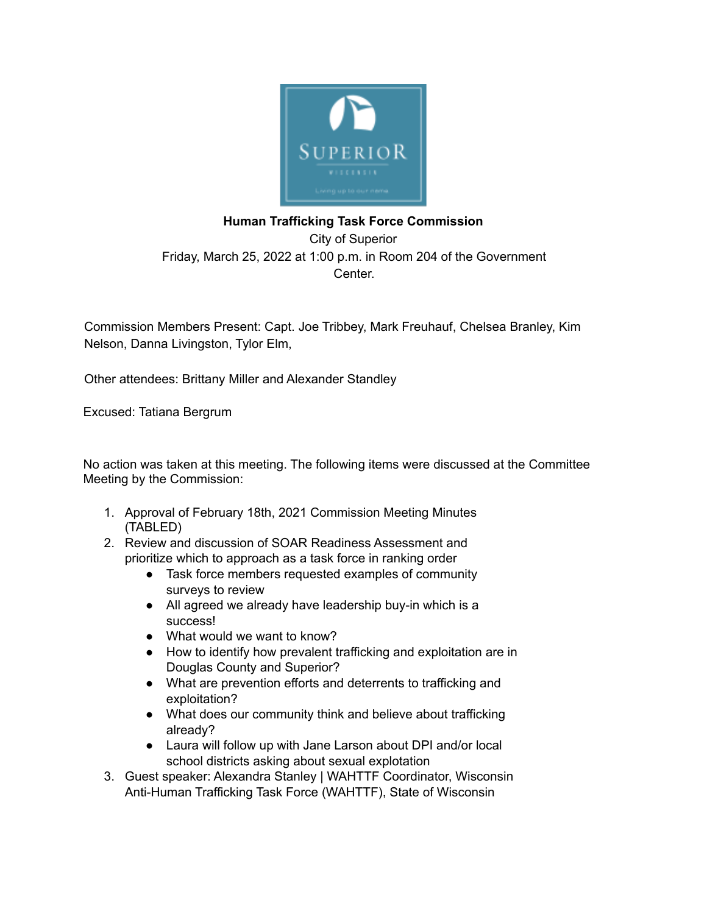**Human Trafficking Task Force Commission**

City of Superior

Friday, March 25, 2022 at 1:00 p.m. in Room 204 of the Government Center.

Commission Members Present: Capt. Joe Tribbey, Mark Freuhauf, Chelsea Branley, Kim Nelson, Danna Livingston, Tylor Elm,

Other attendees: Brittany Miller and Alexander Standley

Excused: Tatiana Bergrum

No action was taken at this meeting. The following items were discussed at the Committee Meeting by the Commission:

1. Approval of February 18th, 2021 Commission Meeting Minutes (TABLED)
2. Review and discussion of SOAR Readiness Assessment and prioritize which to approach as a task force in ranking order
   - Task force members requested examples of community surveys to review
   - All agreed we already have leadership buy-in which is a success!
   - What would we want to know?
   - How to identify how prevalent trafficking and exploitation are in Douglas County and Superior?
   - What are prevention efforts and deterrents to trafficking and exploitation?
   - What does our community think and believe about trafficking already?
   - Laura will follow up with Jane Larson about DPI and/or local school districts asking about sexual explotation
3. Guest speaker: Alexandra Stanley | WAHTTF Coordinator, Wisconsin Anti-Human Trafficking Task Force (WAHTTF), State of Wisconsin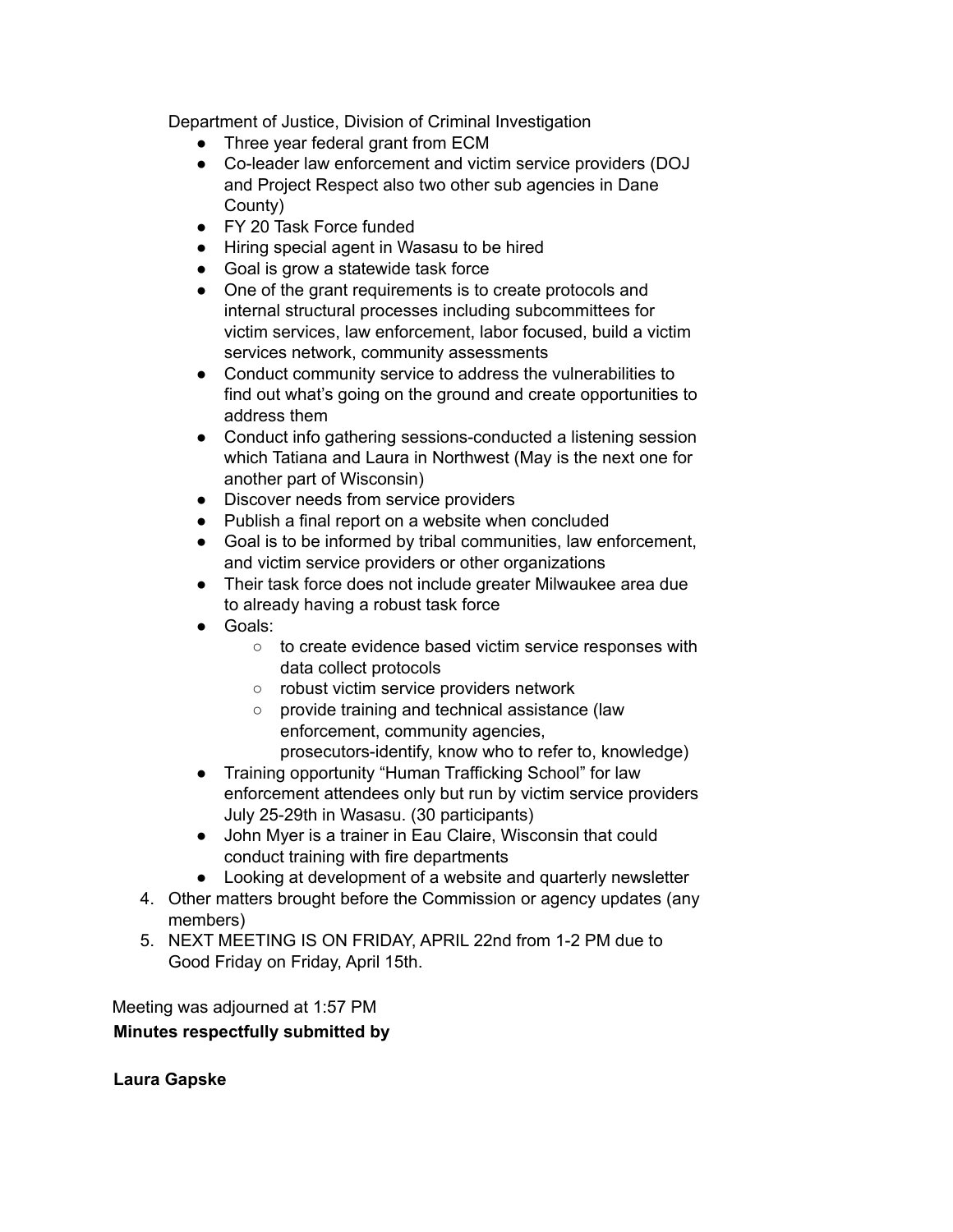Department of Justice, Division of Criminal Investigation

- Three year federal grant from ECM
- Co-leader law enforcement and victim service providers (DOJ and Project Respect also two other sub agencies in Dane County)
- FY 20 Task Force funded
- Hiring special agent in Wasasu to be hired
- Goal is grow a statewide task force
- One of the grant requirements is to create protocols and internal structural processes including subcommittees for victim services, law enforcement, labor focused, build a victim services network, community assessments
- Conduct community service to address the vulnerabilities to find out what's going on the ground and create opportunities to address them
- Conduct info gathering sessions-conducted a listening session which Tatiana and Laura in Northwest (May is the next one for another part of Wisconsin)
- Discover needs from service providers
- Publish a final report on a website when concluded
- Goal is to be informed by tribal communities, law enforcement, and victim service providers or other organizations
- Their task force does not include greater Milwaukee area due to already having a robust task force
- Goals:
    - to create evidence based victim service responses with data collect protocols
    - robust victim service providers network
    - provide training and technical assistance (law enforcement, community agencies, prosecutors-identify, know who to refer to, knowledge)
- Training opportunity "Human Trafficking School" for law enforcement attendees only but run by victim service providers July 25-29th in Wasasu. (30 participants)
- John Myer is a trainer in Eau Claire, Wisconsin that could conduct training with fire departments
- Looking at development of a website and quarterly newsletter

4. Other matters brought before the Commission or agency updates (any members)
5. NEXT MEETING IS ON FRIDAY, APRIL 22nd from 1-2 PM due to Good Friday on Friday, April 15th.

Meeting was adjourned at 1:57 PM

**Minutes respectfully submitted by**

**Laura Gapske**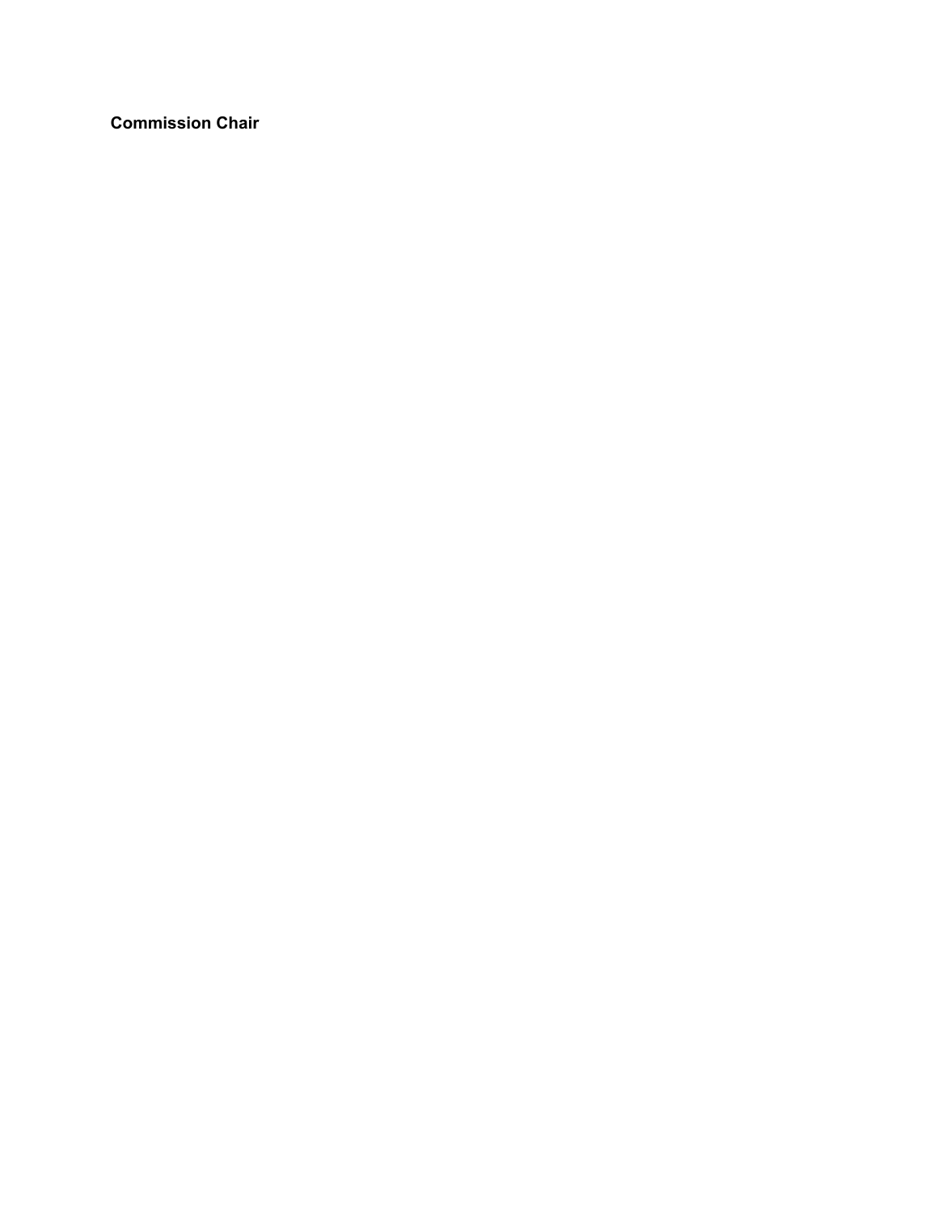**Commission Chair**